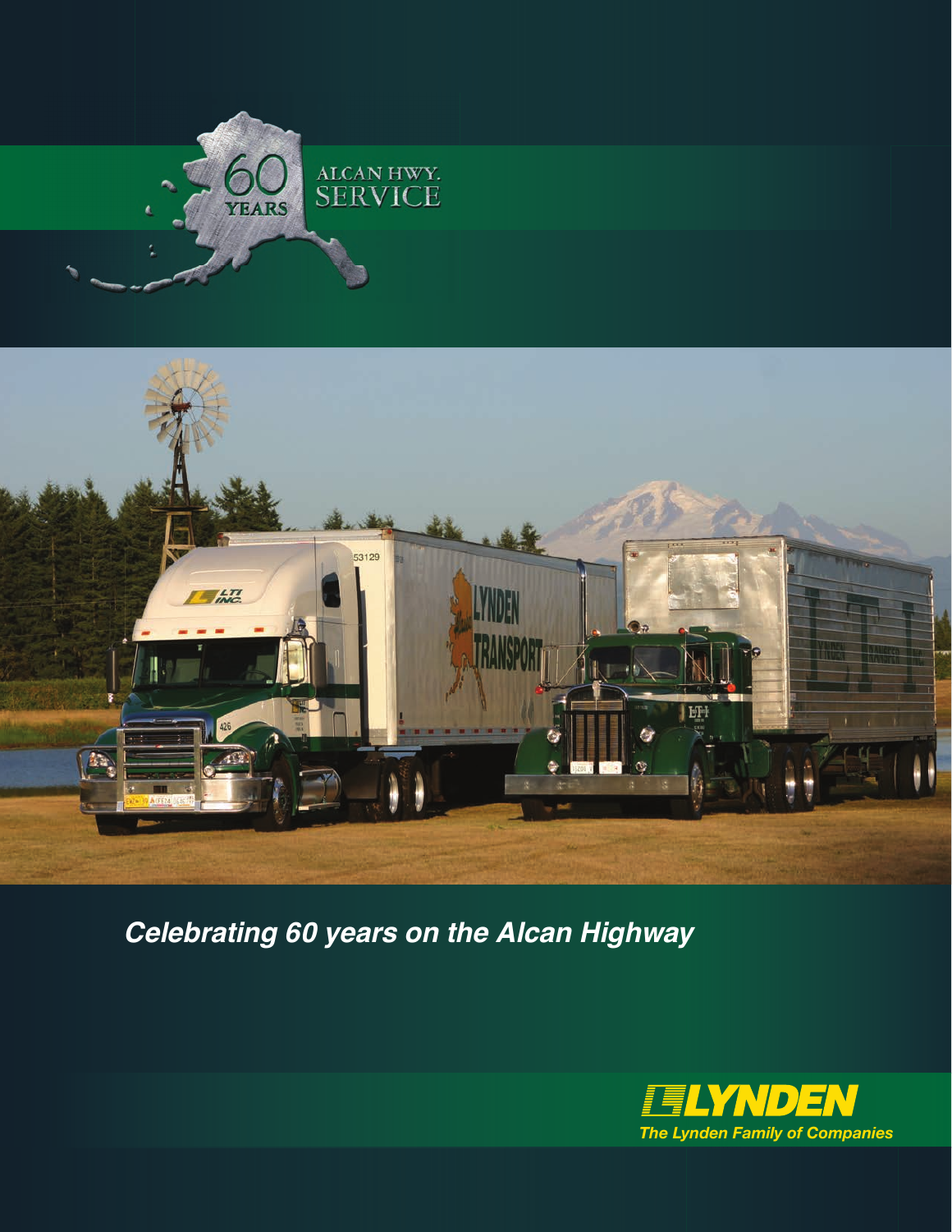60 YEARS

ALCAN HWY.
SERVICE

# Celebrating 60 years on the Alcan Highway

LYNDEN

*The Lynden Family of Companies*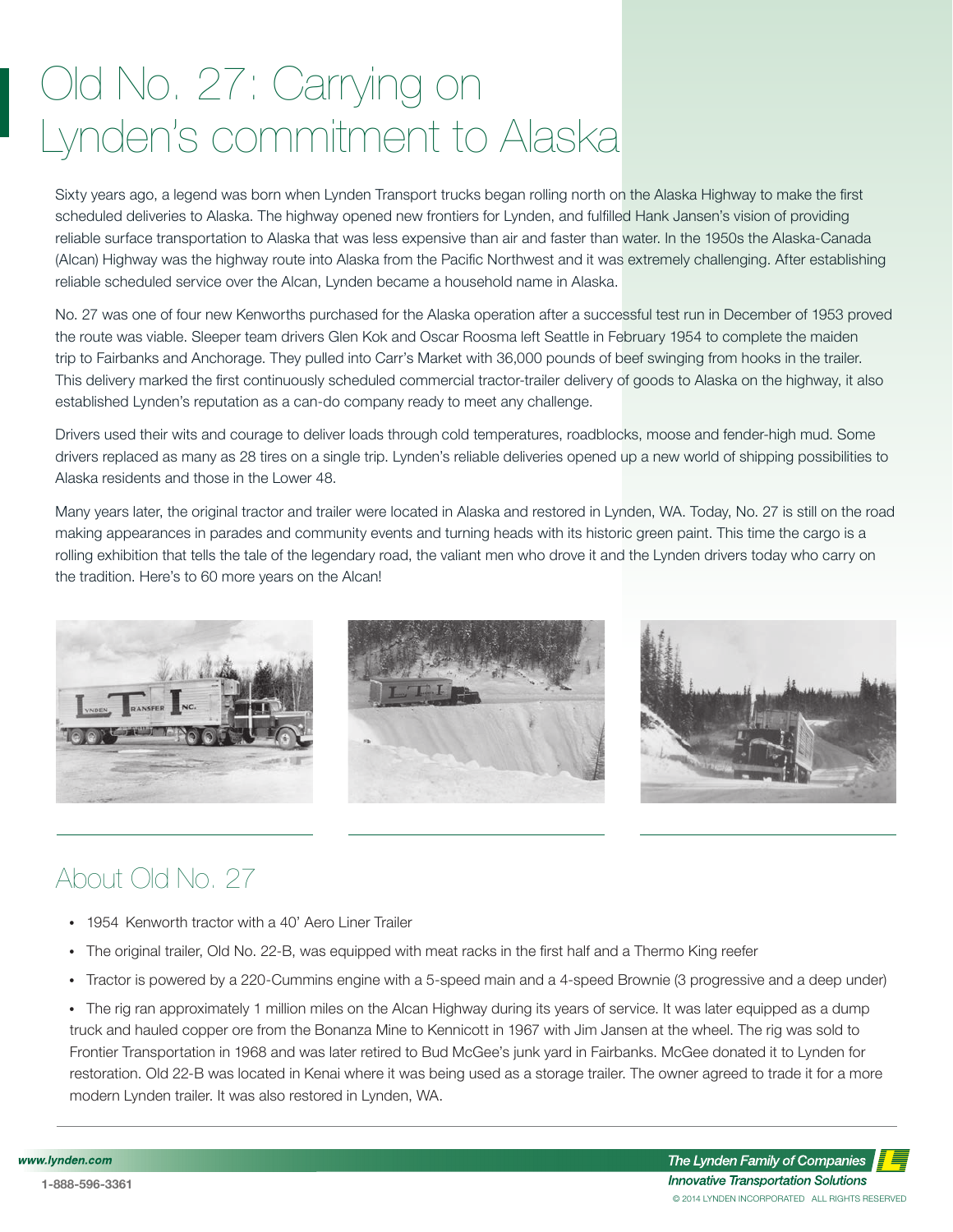# Old No. 27: Carrying on Lynden's commitment to Alaska

Sixty years ago, a legend was born when Lynden Transport trucks began rolling north on the Alaska Highway to make the first scheduled deliveries to Alaska. The highway opened new frontiers for Lynden, and fulfilled Hank Jansen's vision of providing reliable surface transportation to Alaska that was less expensive than air and faster than water. In the 1950s the Alaska-Canada (Alcan) Highway was the highway route into Alaska from the Pacific Northwest and it was extremely challenging. After establishing reliable scheduled service over the Alcan, Lynden became a household name in Alaska.

No. 27 was one of four new Kenworths purchased for the Alaska operation after a successful test run in December of 1953 proved the route was viable. Sleeper team drivers Glen Kok and Oscar Roosma left Seattle in February 1954 to complete the maiden trip to Fairbanks and Anchorage. They pulled into Carr's Market with 36,000 pounds of beef swinging from hooks in the trailer. This delivery marked the first continuously scheduled commercial tractor-trailer delivery of goods to Alaska on the highway, it also established Lynden's reputation as a can-do company ready to meet any challenge.

Drivers used their wits and courage to deliver loads through cold temperatures, roadblocks, moose and fender-high mud. Some drivers replaced as many as 28 tires on a single trip. Lynden's reliable deliveries opened up a new world of shipping possibilities to Alaska residents and those in the Lower 48.

Many years later, the original tractor and trailer were located in Alaska and restored in Lynden, WA. Today, No. 27 is still on the road making appearances in parades and community events and turning heads with its historic green paint. This time the cargo is a rolling exhibition that tells the tale of the legendary road, the valiant men who drove it and the Lynden drivers today who carry on the tradition. Here's to 60 more years on the Alcan!

## About Old No. 27

- 1954 Kenworth tractor with a 40' Aero Liner Trailer
- The original trailer, Old No. 22-B, was equipped with meat racks in the first half and a Thermo King reefer
- Tractor is powered by a 220-Cummins engine with a 5-speed main and a 4-speed Brownie (3 progressive and a deep under)
- The rig ran approximately 1 million miles on the Alcan Highway during its years of service. It was later equipped as a dump truck and hauled copper ore from the Bonanza Mine to Kennicott in 1967 with Jim Jansen at the wheel. The rig was sold to Frontier Transportation in 1968 and was later retired to Bud McGee's junk yard in Fairbanks. McGee donated it to Lynden for restoration. Old 22-B was located in Kenai where it was being used as a storage trailer. The owner agreed to trade it for a more modern Lynden trailer. It was also restored in Lynden, WA.

www.lynden.com

1-888-596-3361

*The Lynden Family of Companies*

*Innovative Transportation Solutions*

© 2014 LYNDEN INCORPORATED ALL RIGHTS RESERVED